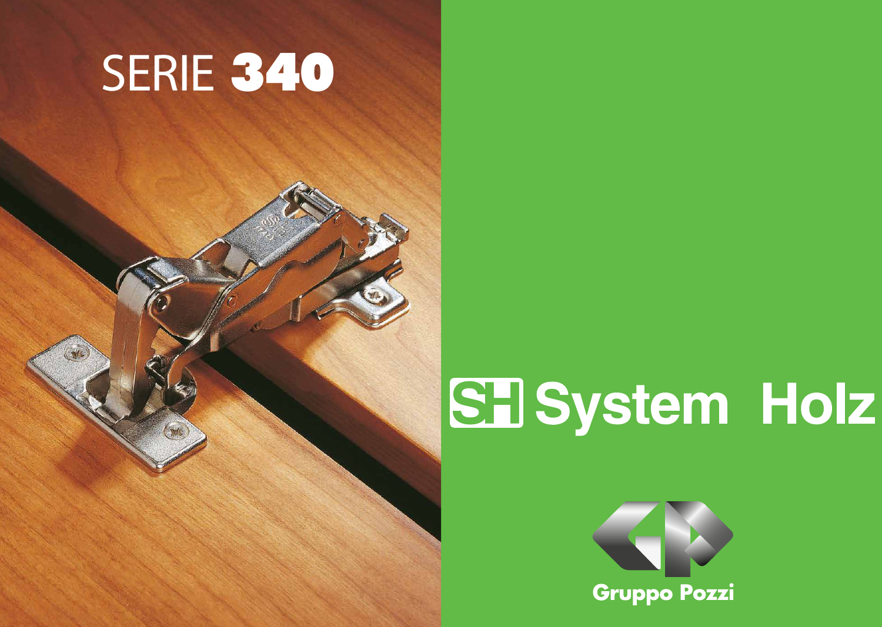# SERIE **340**

## SH System Holz

Gruppo Pozzi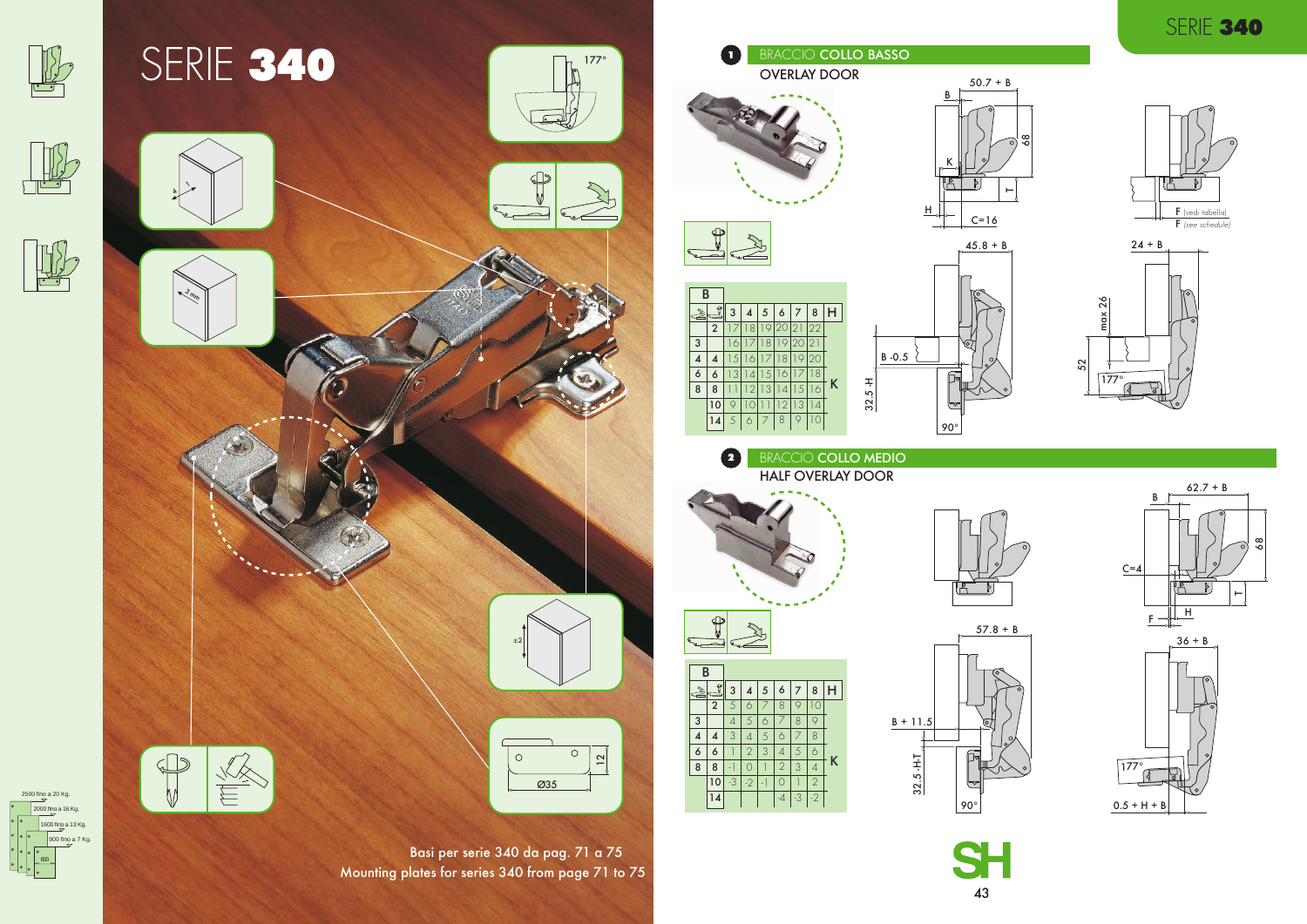# SERIE 340

Basi per serie 340 da pag. 71 a 75
Mounting plates for series 340 from page 71 to 75

2500 fino a 20 Kg.
2000 fino a 16 Kg.
1600 fino a 13 Kg.
900 fino a 7 Kg.
600

## 1 BRACCIO COLLO BASSO

OVERLAY DOOR

50.7 + B

C=16

F (vedi tabella)
F (see schedule)

45.8 + B

24 + B

B -0.5

32.5 -H

max 26

52

177°

90°

| B | | | | | | | | |
|---|---|---|---|---|---|---|---|---|
| | | 3 | 4 | 5 | 6 | 7 | 8 | H |
| | 2 | 17 | 18 | 19 | 20 | 21 | 22 | |
| 3 | | 16 | 17 | 18 | 19 | 20 | 21 | |
| 4 | 4 | 15 | 16 | 17 | 18 | 19 | 20 | |
| 6 | 6 | 13 | 14 | 15 | 16 | 17 | 18 | |
| 8 | 8 | 11 | 12 | 13 | 14 | 15 | 16 | K |
| | 10 | 9 | 10 | 11 | 12 | 13 | 14 | |
| | 14 | 5 | 6 | 7 | 8 | 9 | 10 | |

## 2 BRACCIO COLLO MEDIO

HALF OVERLAY DOOR

62.7 + B

C=4

57.8 + B

36 + B

B + 11.5

32.5 -H-T

90°

177°

0.5 + H + B

| B | | | | | | | | |
|---|---|---|---|---|---|---|---|---|
| | | 3 | 4 | 5 | 6 | 7 | 8 | H |
| | 2 | 5 | 6 | 7 | 8 | 9 | 10 | |
| 3 | | 4 | 5 | 6 | 7 | 8 | 9 | |
| 4 | 4 | 3 | 4 | 5 | 6 | 7 | 8 | |
| 6 | 6 | 1 | 2 | 3 | 4 | 5 | 6 | |
| 8 | 8 | -1 | 0 | 1 | 2 | 3 | 4 | K |
| | 10 | -3 | -2 | -1 | 0 | 1 | 2 | |
| | 14 | | | | -4 | -3 | -2 | |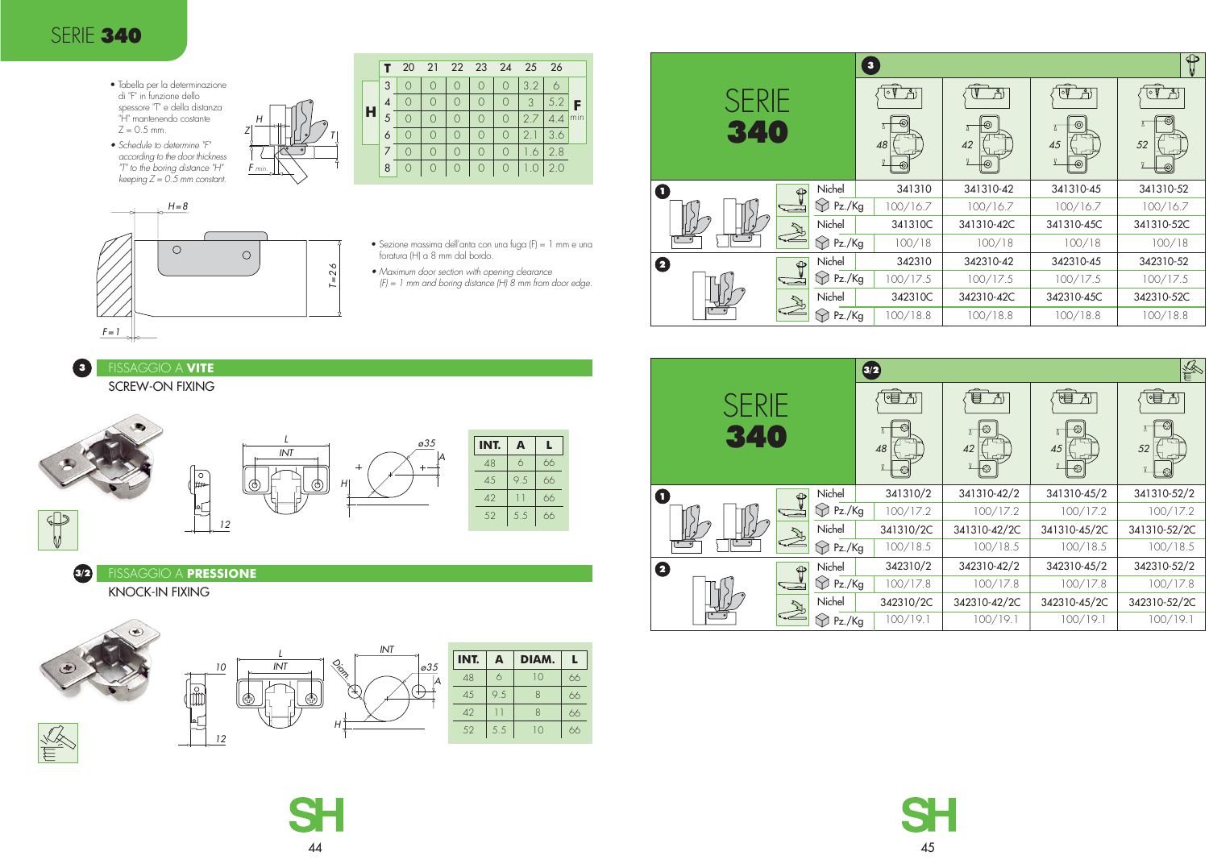# SERIE 340

- Tabella per la determinazione di "F" in funzione dello spessore "T" e della distanza "H" mantenendo costante Z = 0.5 mm.
- *Schedule to determine "F" according to the door thickness "T" to the boring distance "H" keeping Z = 0.5 mm constant.*

| H \ T | 20 | 21 | 22 | 23 | 24 | 25 | 26 |
|---|---|---|---|---|---|---|---|
| 3 | 0 | 0 | 0 | 0 | 0 | 3.2 | 6 |
| 4 | 0 | 0 | 0 | 0 | 0 | 3 | 5.2 |
| 5 | 0 | 0 | 0 | 0 | 0 | 2.7 | 4.4 |
| 6 | 0 | 0 | 0 | 0 | 0 | 2.1 | 3.6 |
| 7 | 0 | 0 | 0 | 0 | 0 | 1.6 | 2.8 |
| 8 | 0 | 0 | 0 | 0 | 0 | 1.0 | 2.0 |

F min

H=8

T=26

F=1

- Sezione massima dell'anta con una fuga (F) = 1 mm e una foratura (H) a 8 mm dal bordo.
- *Maximum door section with opening clearance (F) = 1 mm and boring distance (H) 8 mm from door edge.*

## 3 FISSAGGIO A **VITE**

SCREW-ON FIXING

L, INT, H, 12, ø35, A

| INT. | A | L |
|---|---|---|
| 48 | 6 | 66 |
| 45 | 9.5 | 66 |
| 42 | 11 | 66 |
| 52 | 5.5 | 66 |

## 3/2 FISSAGGIO A **PRESSIONE**

KNOCK-IN FIXING

L, INT, 10, 12, Diam., H, ø35, A

| INT. | A | DIAM. | L |
|---|---|---|---|
| 48 | 6 | 10 | 66 |
| 45 | 9.5 | 8 | 66 |
| 42 | 11 | 8 | 66 |
| 52 | 5.5 | 10 | 66 |

## SERIE 340 — 3

| | | 48 | 42 | 45 | 52 |
|---|---|---|---|---|---|
| 1 | Nichel | 341310 | 341310-42 | 341310-45 | 341310-52 |
| | Pz./Kg | 100/16.7 | 100/16.7 | 100/16.7 | 100/16.7 |
| | Nichel | 341310C | 341310-42C | 341310-45C | 341310-52C |
| | Pz./Kg | 100/18 | 100/18 | 100/18 | 100/18 |
| 2 | Nichel | 342310 | 342310-42 | 342310-45 | 342310-52 |
| | Pz./Kg | 100/17.5 | 100/17.5 | 100/17.5 | 100/17.5 |
| | Nichel | 342310C | 342310-42C | 342310-45C | 342310-52C |
| | Pz./Kg | 100/18.8 | 100/18.8 | 100/18.8 | 100/18.8 |

## SERIE 340 — 3/2

| | | 48 | 42 | 45 | 52 |
|---|---|---|---|---|---|
| 1 | Nichel | 341310/2 | 341310-42/2 | 341310-45/2 | 341310-52/2 |
| | Pz./Kg | 100/17.2 | 100/17.2 | 100/17.2 | 100/17.2 |
| | Nichel | 341310/2C | 341310-42/2C | 341310-45/2C | 341310-52/2C |
| | Pz./Kg | 100/18.5 | 100/18.5 | 100/18.5 | 100/18.5 |
| 2 | Nichel | 342310/2 | 342310-42/2 | 342310-45/2 | 342310-52/2 |
| | Pz./Kg | 100/17.8 | 100/17.8 | 100/17.8 | 100/17.8 |
| | Nichel | 342310/2C | 342310-42/2C | 342310-45/2C | 342310-52/2C |
| | Pz./Kg | 100/19.1 | 100/19.1 | 100/19.1 | 100/19.1 |